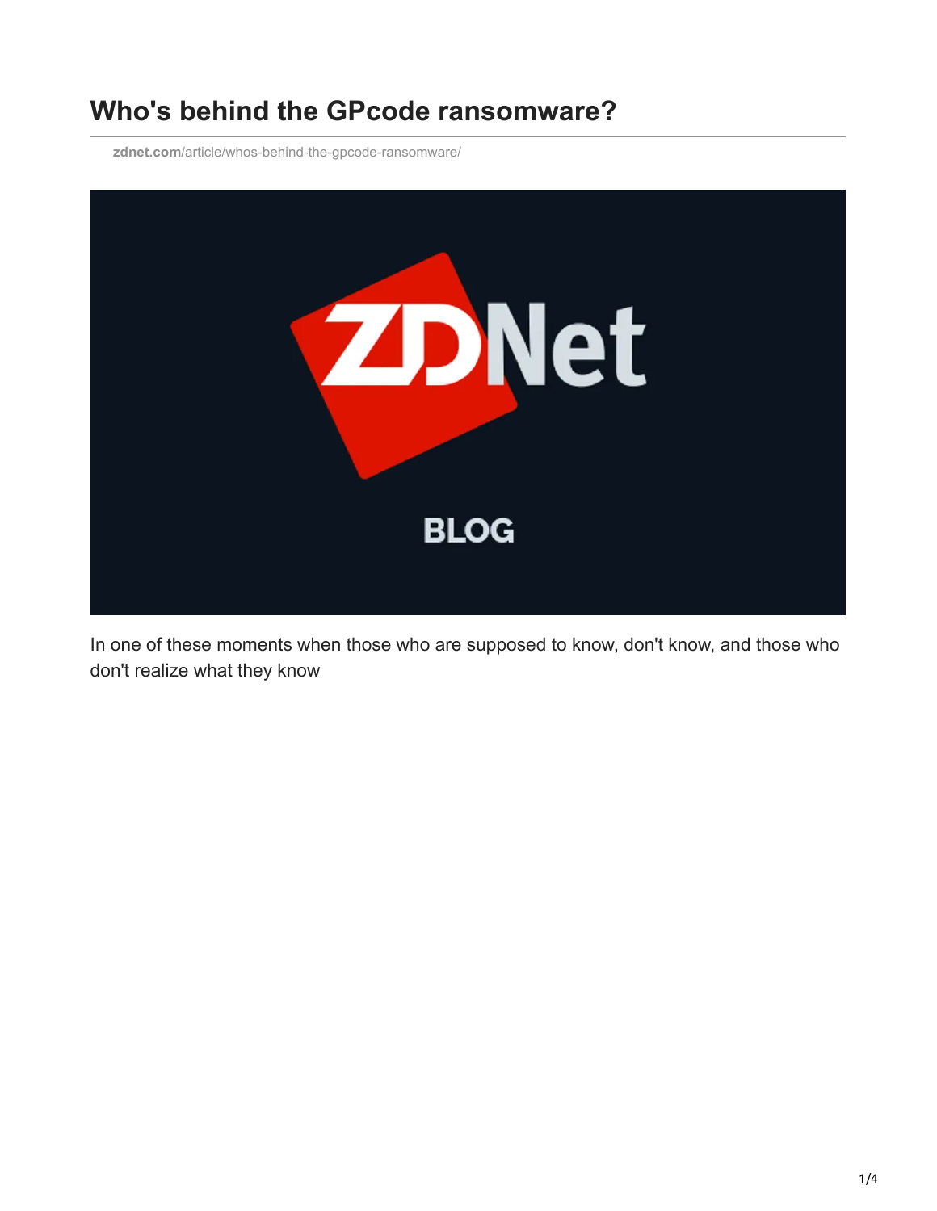# Who's behind the GPcode ransomware?

zdnet.com/article/whos-behind-the-gpcode-ransomware/

In one of these moments when those who are supposed to know, don't know, and those who don't realize what they know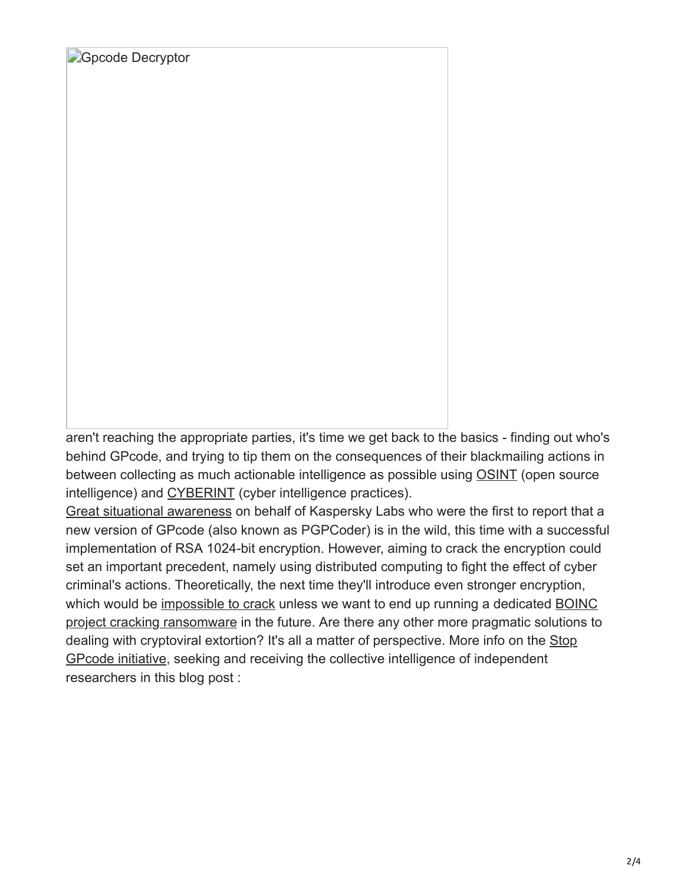![Gpcode Decryptor]

aren't reaching the appropriate parties, it's time we get back to the basics - finding out who's behind GPcode, and trying to tip them on the consequences of their blackmailing actions in between collecting as much actionable intelligence as possible using OSINT (open source intelligence) and CYBERINT (cyber intelligence practices).

Great situational awareness on behalf of Kaspersky Labs who were the first to report that a new version of GPcode (also known as PGPCoder) is in the wild, this time with a successful implementation of RSA 1024-bit encryption. However, aiming to crack the encryption could set an important precedent, namely using distributed computing to fight the effect of cyber criminal's actions. Theoretically, the next time they'll introduce even stronger encryption, which would be impossible to crack unless we want to end up running a dedicated BOINC project cracking ransomware in the future. Are there any other more pragmatic solutions to dealing with cryptoviral extortion? It's all a matter of perspective. More info on the Stop GPcode initiative, seeking and receiving the collective intelligence of independent researchers in this blog post :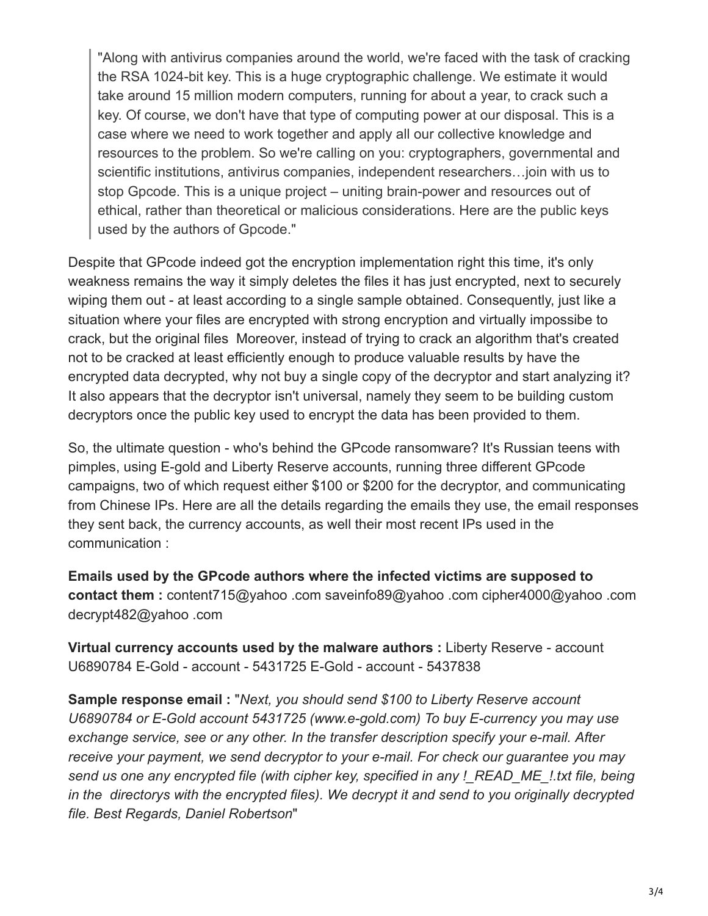> "Along with antivirus companies around the world, we're faced with the task of cracking the RSA 1024-bit key. This is a huge cryptographic challenge. We estimate it would take around 15 million modern computers, running for about a year, to crack such a key. Of course, we don't have that type of computing power at our disposal. This is a case where we need to work together and apply all our collective knowledge and resources to the problem. So we're calling on you: cryptographers, governmental and scientific institutions, antivirus companies, independent researchers…join with us to stop Gpcode. This is a unique project – uniting brain-power and resources out of ethical, rather than theoretical or malicious considerations. Here are the public keys used by the authors of Gpcode."

Despite that GPcode indeed got the encryption implementation right this time, it's only weakness remains the way it simply deletes the files it has just encrypted, next to securely wiping them out - at least according to a single sample obtained. Consequently, just like a situation where your files are encrypted with strong encryption and virtually impossibe to crack, but the original files Moreover, instead of trying to crack an algorithm that's created not to be cracked at least efficiently enough to produce valuable results by have the encrypted data decrypted, why not buy a single copy of the decryptor and start analyzing it? It also appears that the decryptor isn't universal, namely they seem to be building custom decryptors once the public key used to encrypt the data has been provided to them.

So, the ultimate question - who's behind the GPcode ransomware? It's Russian teens with pimples, using E-gold and Liberty Reserve accounts, running three different GPcode campaigns, two of which request either $100 or $200 for the decryptor, and communicating from Chinese IPs. Here are all the details regarding the emails they use, the email responses they sent back, the currency accounts, as well their most recent IPs used in the communication :

**Emails used by the GPcode authors where the infected victims are supposed to contact them :** content715@yahoo .com saveinfo89@yahoo .com cipher4000@yahoo .com decrypt482@yahoo .com

**Virtual currency accounts used by the malware authors :** Liberty Reserve - account U6890784 E-Gold - account - 5431725 E-Gold - account - 5437838

**Sample response email :** "*Next, you should send $100 to Liberty Reserve account U6890784 or E-Gold account 5431725 (www.e-gold.com) To buy E-currency you may use exchange service, see or any other. In the transfer description specify your e-mail. After receive your payment, we send decryptor to your e-mail. For check our guarantee you may send us one any encrypted file (with cipher key, specified in any !_READ_ME_!.txt file, being in the directorys with the encrypted files). We decrypt it and send to you originally decrypted file. Best Regards, Daniel Robertson*"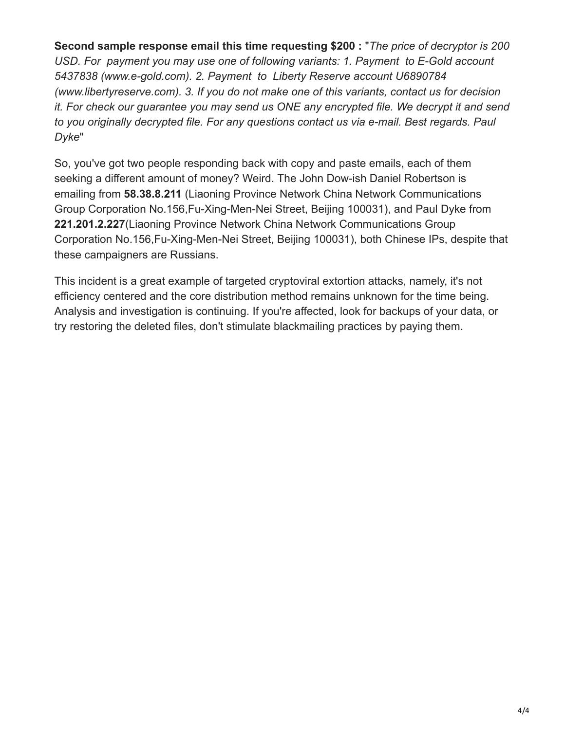**Second sample response email this time requesting $200 :** "*The price of decryptor is 200 USD. For payment you may use one of following variants: 1. Payment to E-Gold account 5437838 (www.e-gold.com). 2. Payment to Liberty Reserve account U6890784 (www.libertyreserve.com). 3. If you do not make one of this variants, contact us for decision it. For check our guarantee you may send us ONE any encrypted file. We decrypt it and send to you originally decrypted file. For any questions contact us via e-mail. Best regards. Paul Dyke*"

So, you've got two people responding back with copy and paste emails, each of them seeking a different amount of money? Weird. The John Dow-ish Daniel Robertson is emailing from **58.38.8.211** (Liaoning Province Network China Network Communications Group Corporation No.156,Fu-Xing-Men-Nei Street, Beijing 100031), and Paul Dyke from **221.201.2.227**(Liaoning Province Network China Network Communications Group Corporation No.156,Fu-Xing-Men-Nei Street, Beijing 100031), both Chinese IPs, despite that these campaigners are Russians.

This incident is a great example of targeted cryptoviral extortion attacks, namely, it's not efficiency centered and the core distribution method remains unknown for the time being. Analysis and investigation is continuing. If you're affected, look for backups of your data, or try restoring the deleted files, don't stimulate blackmailing practices by paying them.